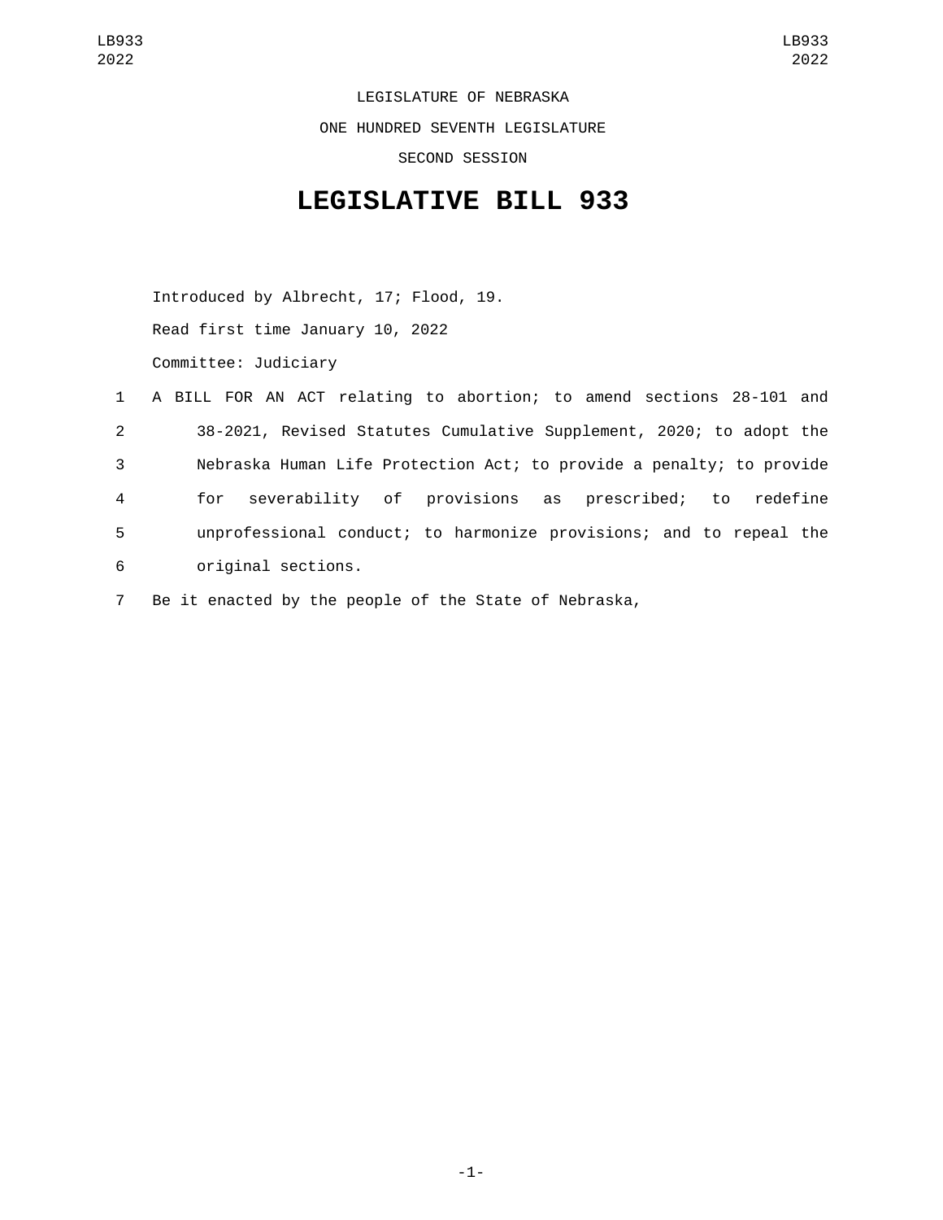LEGISLATURE OF NEBRASKA

ONE HUNDRED SEVENTH LEGISLATURE

SECOND SESSION

# LEGISLATIVE BILL 933

Introduced by Albrecht, 17; Flood, 19.

Read first time January 10, 2022

Committee: Judiciary

1 A BILL FOR AN ACT relating to abortion; to amend sections 28-101 and
2 38-2021, Revised Statutes Cumulative Supplement, 2020; to adopt the
3 Nebraska Human Life Protection Act; to provide a penalty; to provide
4 for severability of provisions as prescribed; to redefine
5 unprofessional conduct; to harmonize provisions; and to repeal the
6 original sections.

7 Be it enacted by the people of the State of Nebraska,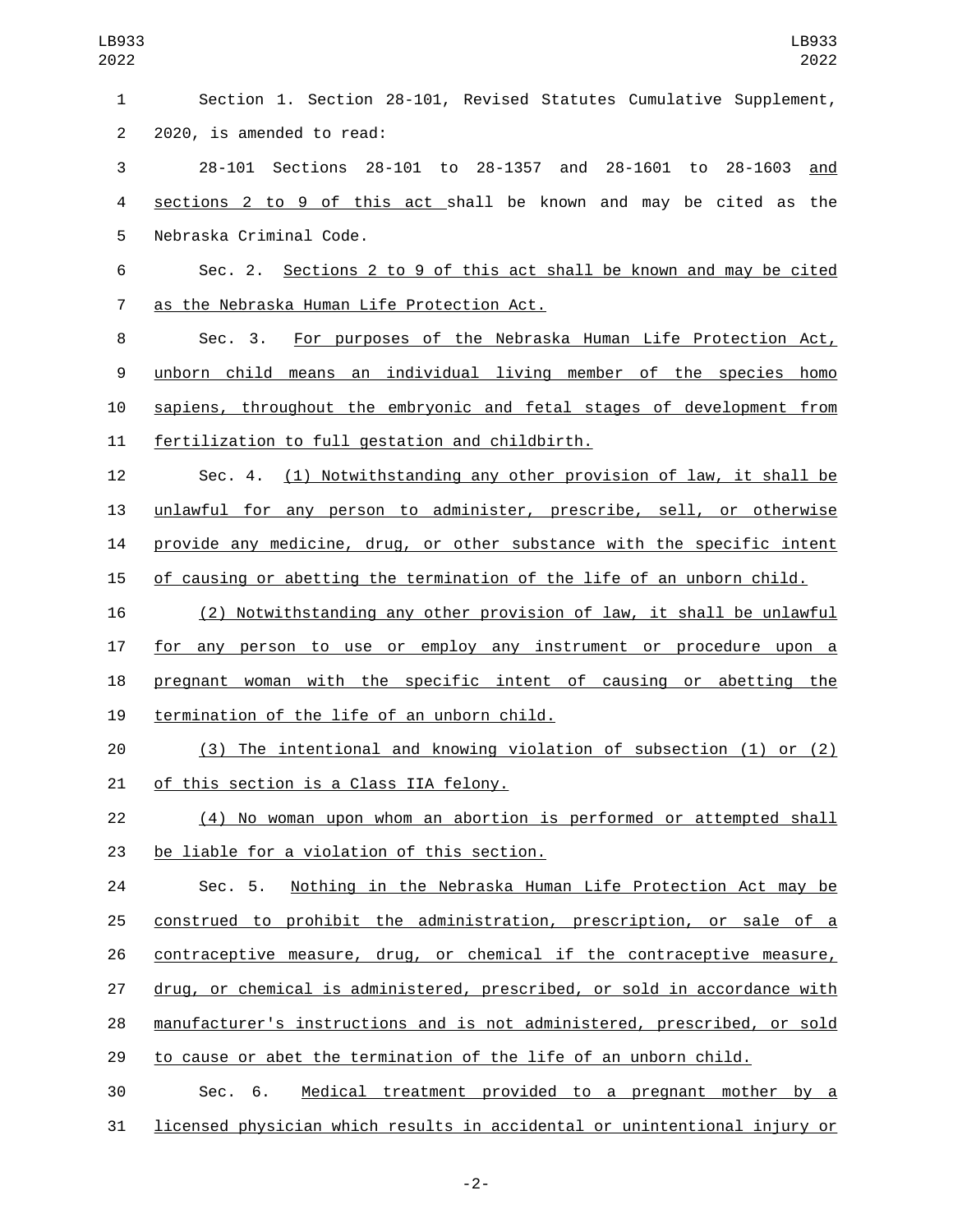Section 1. Section 28-101, Revised Statutes Cumulative Supplement, 2020, is amended to read:

28-101 Sections 28-101 to 28-1357 and 28-1601 to 28-1603 and sections 2 to 9 of this act shall be known and may be cited as the Nebraska Criminal Code.

Sec. 2. Sections 2 to 9 of this act shall be known and may be cited as the Nebraska Human Life Protection Act.

Sec. 3. For purposes of the Nebraska Human Life Protection Act, unborn child means an individual living member of the species homo sapiens, throughout the embryonic and fetal stages of development from fertilization to full gestation and childbirth.

Sec. 4. (1) Notwithstanding any other provision of law, it shall be unlawful for any person to administer, prescribe, sell, or otherwise provide any medicine, drug, or other substance with the specific intent of causing or abetting the termination of the life of an unborn child.

(2) Notwithstanding any other provision of law, it shall be unlawful for any person to use or employ any instrument or procedure upon a pregnant woman with the specific intent of causing or abetting the termination of the life of an unborn child.

(3) The intentional and knowing violation of subsection (1) or (2) of this section is a Class IIA felony.

(4) No woman upon whom an abortion is performed or attempted shall be liable for a violation of this section.

Sec. 5. Nothing in the Nebraska Human Life Protection Act may be construed to prohibit the administration, prescription, or sale of a contraceptive measure, drug, or chemical if the contraceptive measure, drug, or chemical is administered, prescribed, or sold in accordance with manufacturer's instructions and is not administered, prescribed, or sold to cause or abet the termination of the life of an unborn child.

Sec. 6. Medical treatment provided to a pregnant mother by a licensed physician which results in accidental or unintentional injury or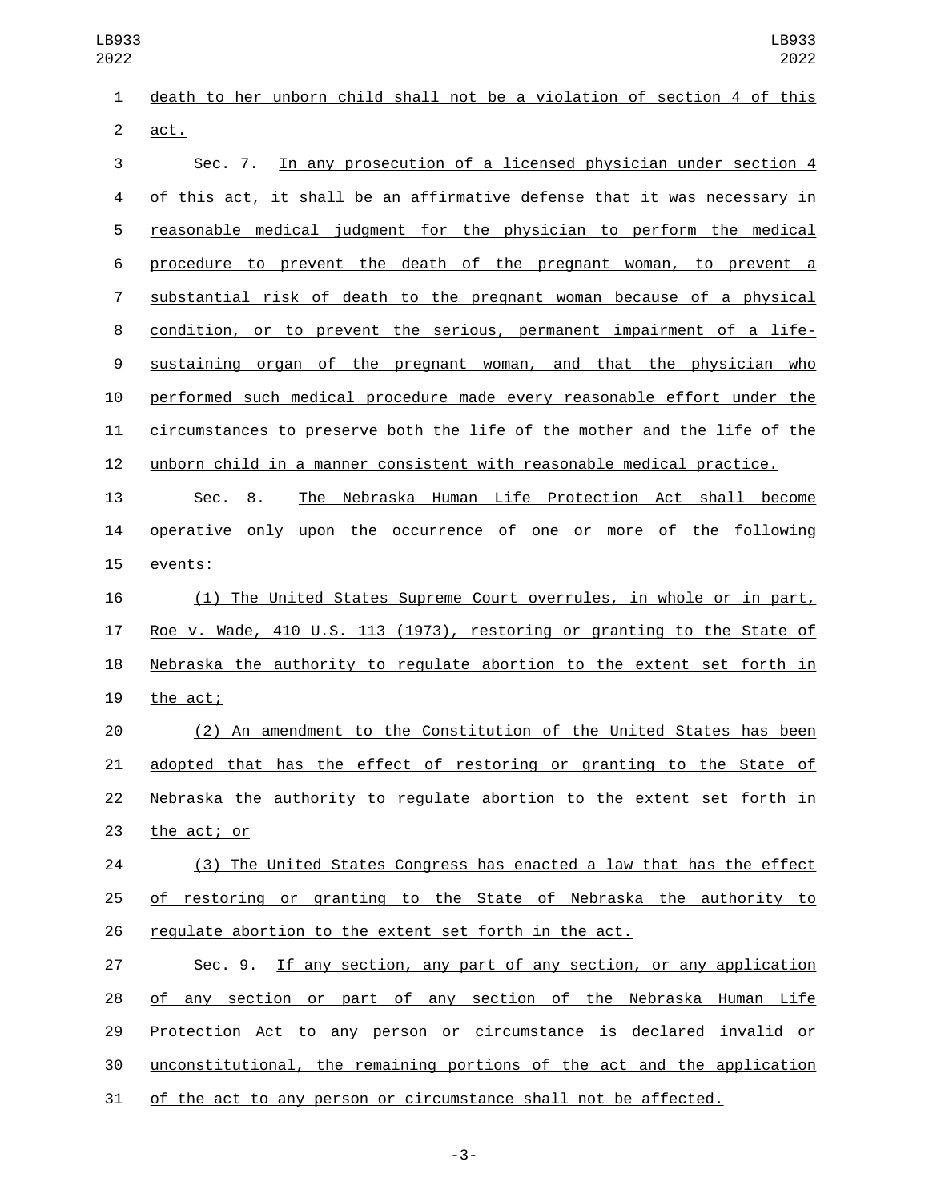death to her unborn child shall not be a violation of section 4 of this act.

Sec. 7. In any prosecution of a licensed physician under section 4 of this act, it shall be an affirmative defense that it was necessary in reasonable medical judgment for the physician to perform the medical procedure to prevent the death of the pregnant woman, to prevent a substantial risk of death to the pregnant woman because of a physical condition, or to prevent the serious, permanent impairment of a life-sustaining organ of the pregnant woman, and that the physician who performed such medical procedure made every reasonable effort under the circumstances to preserve both the life of the mother and the life of the unborn child in a manner consistent with reasonable medical practice.

Sec. 8. The Nebraska Human Life Protection Act shall become operative only upon the occurrence of one or more of the following events:

(1) The United States Supreme Court overrules, in whole or in part, Roe v. Wade, 410 U.S. 113 (1973), restoring or granting to the State of Nebraska the authority to regulate abortion to the extent set forth in the act;

(2) An amendment to the Constitution of the United States has been adopted that has the effect of restoring or granting to the State of Nebraska the authority to regulate abortion to the extent set forth in the act; or

(3) The United States Congress has enacted a law that has the effect of restoring or granting to the State of Nebraska the authority to regulate abortion to the extent set forth in the act.

Sec. 9. If any section, any part of any section, or any application of any section or part of any section of the Nebraska Human Life Protection Act to any person or circumstance is declared invalid or unconstitutional, the remaining portions of the act and the application of the act to any person or circumstance shall not be affected.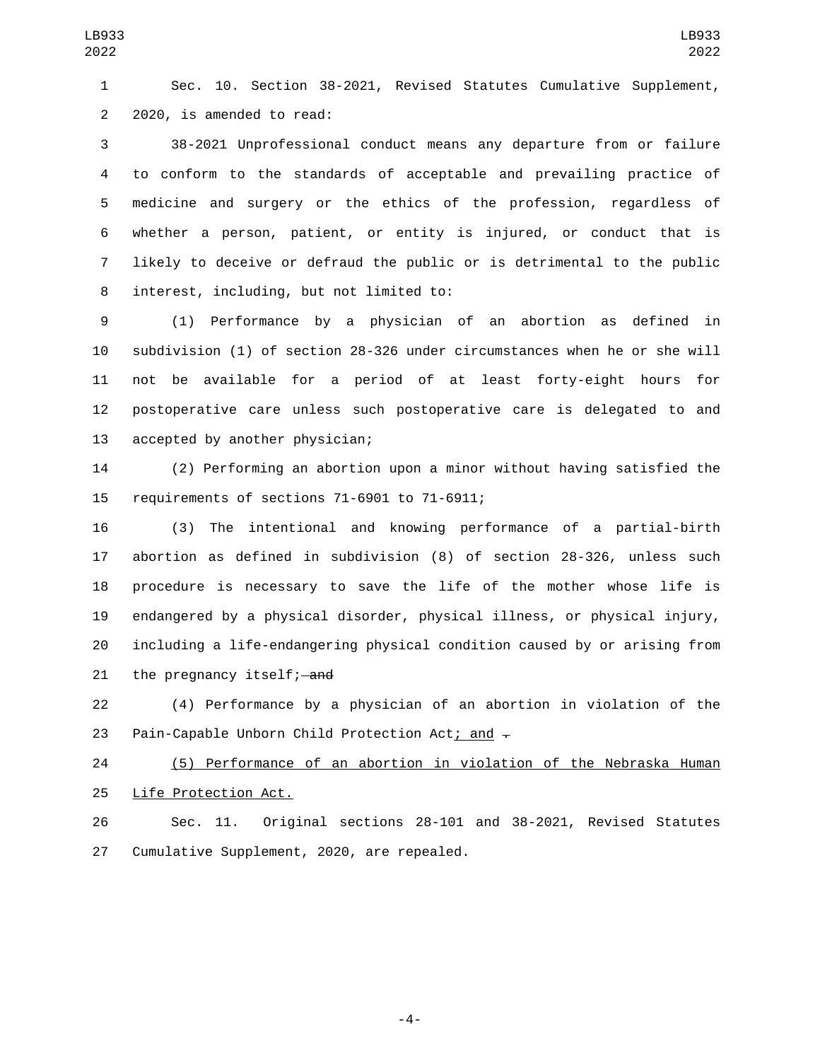Sec. 10. Section 38-2021, Revised Statutes Cumulative Supplement, 2020, is amended to read:

38-2021 Unprofessional conduct means any departure from or failure to conform to the standards of acceptable and prevailing practice of medicine and surgery or the ethics of the profession, regardless of whether a person, patient, or entity is injured, or conduct that is likely to deceive or defraud the public or is detrimental to the public interest, including, but not limited to:

(1) Performance by a physician of an abortion as defined in subdivision (1) of section 28-326 under circumstances when he or she will not be available for a period of at least forty-eight hours for postoperative care unless such postoperative care is delegated to and accepted by another physician;

(2) Performing an abortion upon a minor without having satisfied the requirements of sections 71-6901 to 71-6911;

(3) The intentional and knowing performance of a partial-birth abortion as defined in subdivision (8) of section 28-326, unless such procedure is necessary to save the life of the mother whose life is endangered by a physical disorder, physical illness, or physical injury, including a life-endangering physical condition caused by or arising from the pregnancy itself; ~~and~~

(4) Performance by a physician of an abortion in violation of the Pain-Capable Unborn Child Protection Act<ins>; and</ins> ~~.~~

<ins>(5) Performance of an abortion in violation of the Nebraska Human Life Protection Act.</ins>

Sec. 11. Original sections 28-101 and 38-2021, Revised Statutes Cumulative Supplement, 2020, are repealed.